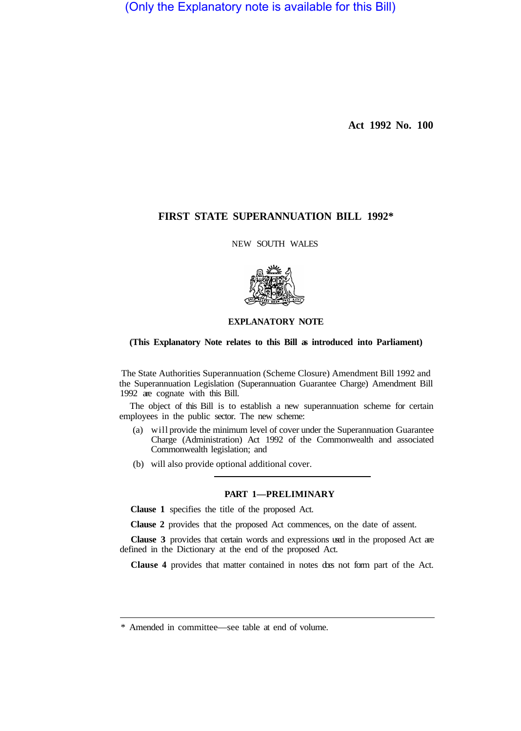(Only the Explanatory note is available for this Bill)

**Act 1992 No. 100**

# FIRST STATE SUPERANNUATION BILL 1992*

NEW SOUTH WALES

## EXPLANATORY NOTE

**(This Explanatory Note relates to this Bill as introduced into Parliament)**

The State Authorities Superannuation (Scheme Closure) Amendment Bill 1992 and the Superannuation Legislation (Superannuation Guarantee Charge) Amendment Bill 1992 are cognate with this Bill.

The object of this Bill is to establish a new superannuation scheme for certain employees in the public sector. The new scheme:

(a) will provide the minimum level of cover under the Superannuation Guarantee Charge (Administration) Act 1992 of the Commonwealth and associated Commonwealth legislation; and

(b) will also provide optional additional cover.

## PART 1—PRELIMINARY

**Clause 1** specifies the title of the proposed Act.

**Clause 2** provides that the proposed Act commences, on the date of assent.

**Clause 3** provides that certain words and expressions used in the proposed Act are defined in the Dictionary at the end of the proposed Act.

**Clause 4** provides that matter contained in notes does not form part of the Act.

---

* Amended in committee—see table at end of volume.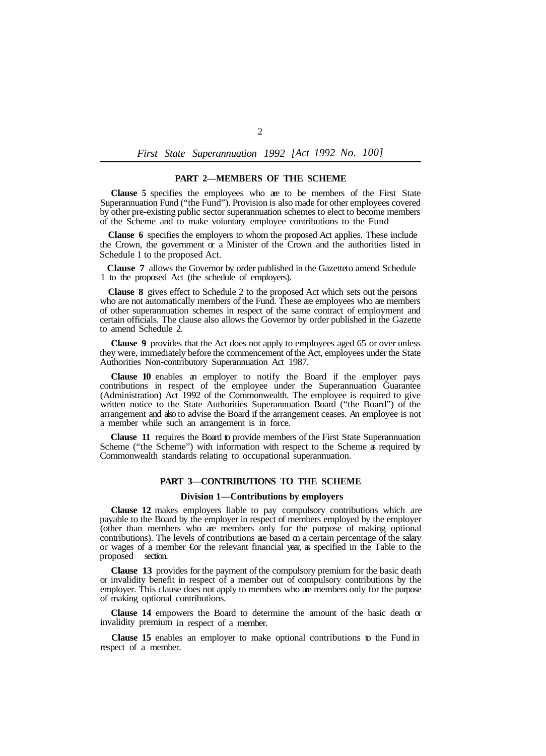## PART 2—MEMBERS OF THE SCHEME

**Clause 5** specifies the employees who are to be members of the First State Superannuation Fund ("the Fund"). Provision is also made for other employees covered by other pre-existing public sector superannuation schemes to elect to become members of the Scheme and to make voluntary employee contributions to the Fund

**Clause 6** specifies the employers to whom the proposed Act applies. These include the Crown, the government or a Minister of the Crown and the authorities listed in Schedule 1 to the proposed Act.

**Clause 7** allows the Governor by order published in the Gazette to amend Schedule 1 to the proposed Act (the schedule of employers).

**Clause 8** gives effect to Schedule 2 to the proposed Act which sets out the persons who are not automatically members of the Fund. These are employees who are members of other superannuation schemes in respect of the same contract of employment and certain officials. The clause also allows the Governor by order published in the Gazette to amend Schedule 2.

**Clause 9** provides that the Act does not apply to employees aged 65 or over unless they were, immediately before the commencement of the Act, employees under the State Authorities Non-contributory Superannuation Act 1987.

**Clause 10** enables an employer to notify the Board if the employer pays contributions in respect of the employee under the Superannuation Guarantee (Administration) Act 1992 of the Commonwealth. The employee is required to give written notice to the State Authorities Superannuation Board ("the Board") of the arrangement and also to advise the Board if the arrangement ceases. An employee is not a member while such an arrangement is in force.

**Clause 11** requires the Board to provide members of the First State Superannuation Scheme ("the Scheme") with information with respect to the Scheme as required by Commonwealth standards relating to occupational superannuation.

## PART 3—CONTRIBUTIONS TO THE SCHEME

### Division 1—Contributions by employers

**Clause 12** makes employers liable to pay compulsory contributions which are payable to the Board by the employer in respect of members employed by the employer (other than members who are members only for the purpose of making optional contributions). The levels of contributions are based on a certain percentage of the salary or wages of a member for the relevant financial year, as specified in the Table to the proposed section.

**Clause 13** provides for the payment of the compulsory premium for the basic death or invalidity benefit in respect of a member out of compulsory contributions by the employer. This clause does not apply to members who are members only for the purpose of making optional contributions.

**Clause 14** empowers the Board to determine the amount of the basic death or invalidity premium in respect of a member.

**Clause 15** enables an employer to make optional contributions to the Fund in respect of a member.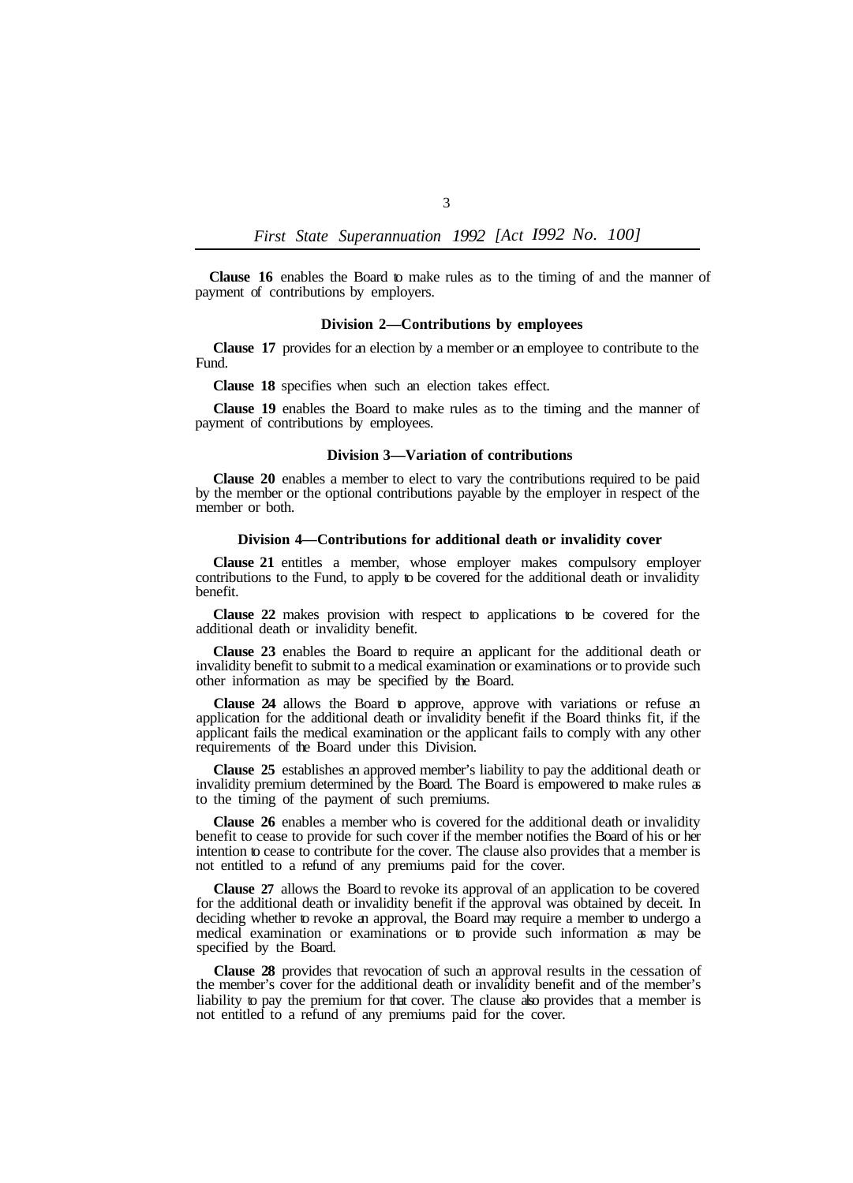**Clause 16** enables the Board to make rules as to the timing of and the manner of payment of contributions by employers.

### Division 2—Contributions by employees

**Clause 17** provides for an election by a member or an employee to contribute to the Fund.

**Clause 18** specifies when such an election takes effect.

**Clause 19** enables the Board to make rules as to the timing and the manner of payment of contributions by employees.

### Division 3—Variation of contributions

**Clause 20** enables a member to elect to vary the contributions required to be paid by the member or the optional contributions payable by the employer in respect of the member or both.

### Division 4—Contributions for additional death or invalidity cover

**Clause 21** entitles a member, whose employer makes compulsory employer contributions to the Fund, to apply to be covered for the additional death or invalidity benefit.

**Clause 22** makes provision with respect to applications to be covered for the additional death or invalidity benefit.

**Clause 23** enables the Board to require an applicant for the additional death or invalidity benefit to submit to a medical examination or examinations or to provide such other information as may be specified by the Board.

**Clause 24** allows the Board to approve, approve with variations or refuse an application for the additional death or invalidity benefit if the Board thinks fit, if the applicant fails the medical examination or the applicant fails to comply with any other requirements of the Board under this Division.

**Clause 25** establishes an approved member's liability to pay the additional death or invalidity premium determined by the Board. The Board is empowered to make rules as to the timing of the payment of such premiums.

**Clause 26** enables a member who is covered for the additional death or invalidity benefit to cease to provide for such cover if the member notifies the Board of his or her intention to cease to contribute for the cover. The clause also provides that a member is not entitled to a refund of any premiums paid for the cover.

**Clause 27** allows the Board to revoke its approval of an application to be covered for the additional death or invalidity benefit if the approval was obtained by deceit. In deciding whether to revoke an approval, the Board may require a member to undergo a medical examination or examinations or to provide such information as may be specified by the Board.

**Clause 28** provides that revocation of such an approval results in the cessation of the member's cover for the additional death or invalidity benefit and of the member's liability to pay the premium for that cover. The clause also provides that a member is not entitled to a refund of any premiums paid for the cover.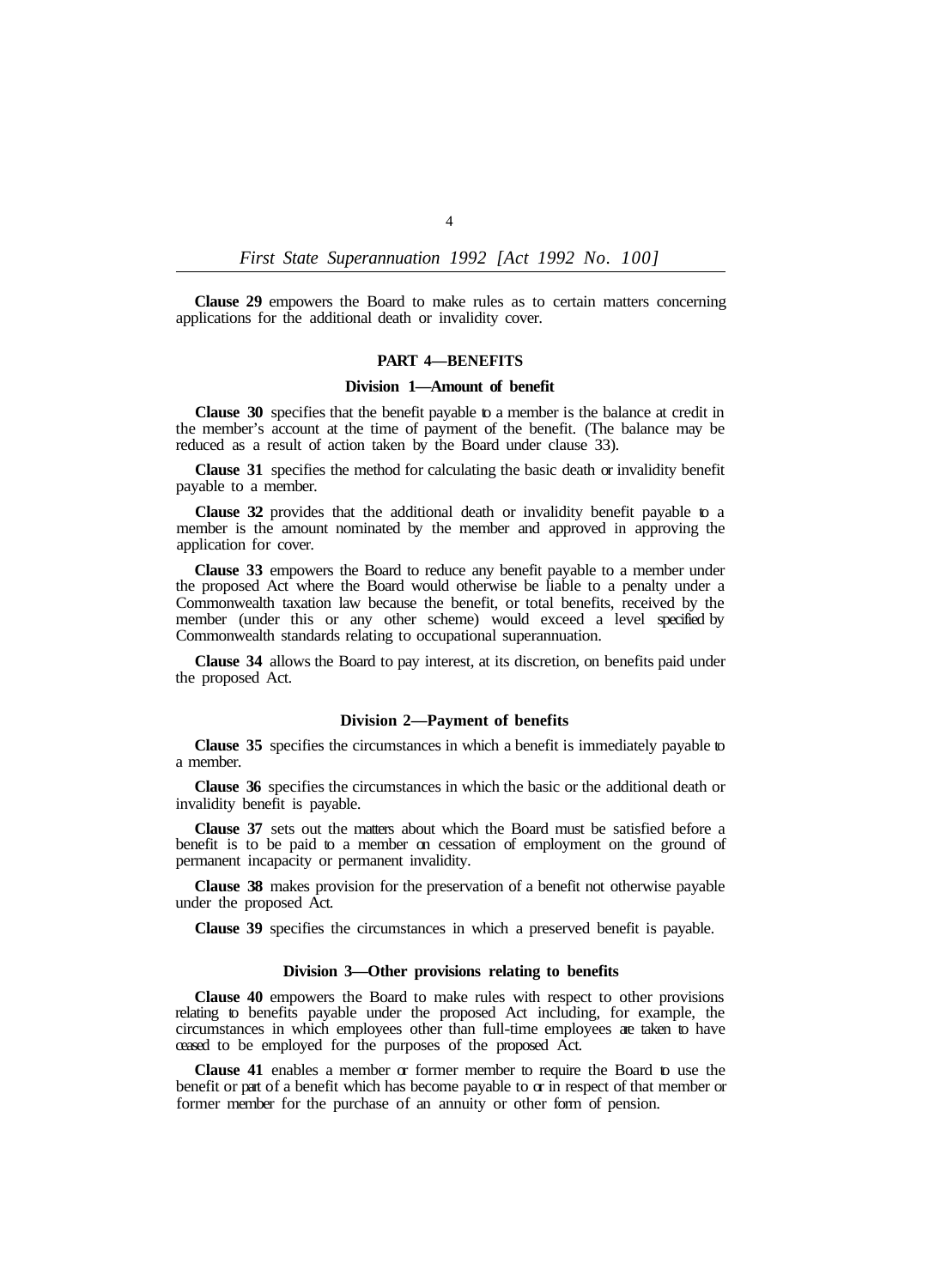**Clause 29** empowers the Board to make rules as to certain matters concerning applications for the additional death or invalidity cover.

## PART 4—BENEFITS

### Division 1—Amount of benefit

**Clause 30** specifies that the benefit payable to a member is the balance at credit in the member's account at the time of payment of the benefit. (The balance may be reduced as a result of action taken by the Board under clause 33).

**Clause 31** specifies the method for calculating the basic death or invalidity benefit payable to a member.

**Clause 32** provides that the additional death or invalidity benefit payable to a member is the amount nominated by the member and approved in approving the application for cover.

**Clause 33** empowers the Board to reduce any benefit payable to a member under the proposed Act where the Board would otherwise be liable to a penalty under a Commonwealth taxation law because the benefit, or total benefits, received by the member (under this or any other scheme) would exceed a level specified by Commonwealth standards relating to occupational superannuation.

**Clause 34** allows the Board to pay interest, at its discretion, on benefits paid under the proposed Act.

### Division 2—Payment of benefits

**Clause 35** specifies the circumstances in which a benefit is immediately payable to a member.

**Clause 36** specifies the circumstances in which the basic or the additional death or invalidity benefit is payable.

**Clause 37** sets out the matters about which the Board must be satisfied before a benefit is to be paid to a member on cessation of employment on the ground of permanent incapacity or permanent invalidity.

**Clause 38** makes provision for the preservation of a benefit not otherwise payable under the proposed Act.

**Clause 39** specifies the circumstances in which a preserved benefit is payable.

### Division 3—Other provisions relating to benefits

**Clause 40** empowers the Board to make rules with respect to other provisions relating to benefits payable under the proposed Act including, for example, the circumstances in which employees other than full-time employees are taken to have ceased to be employed for the purposes of the proposed Act.

**Clause 41** enables a member or former member to require the Board to use the benefit or part of a benefit which has become payable to or in respect of that member or former member for the purchase of an annuity or other form of pension.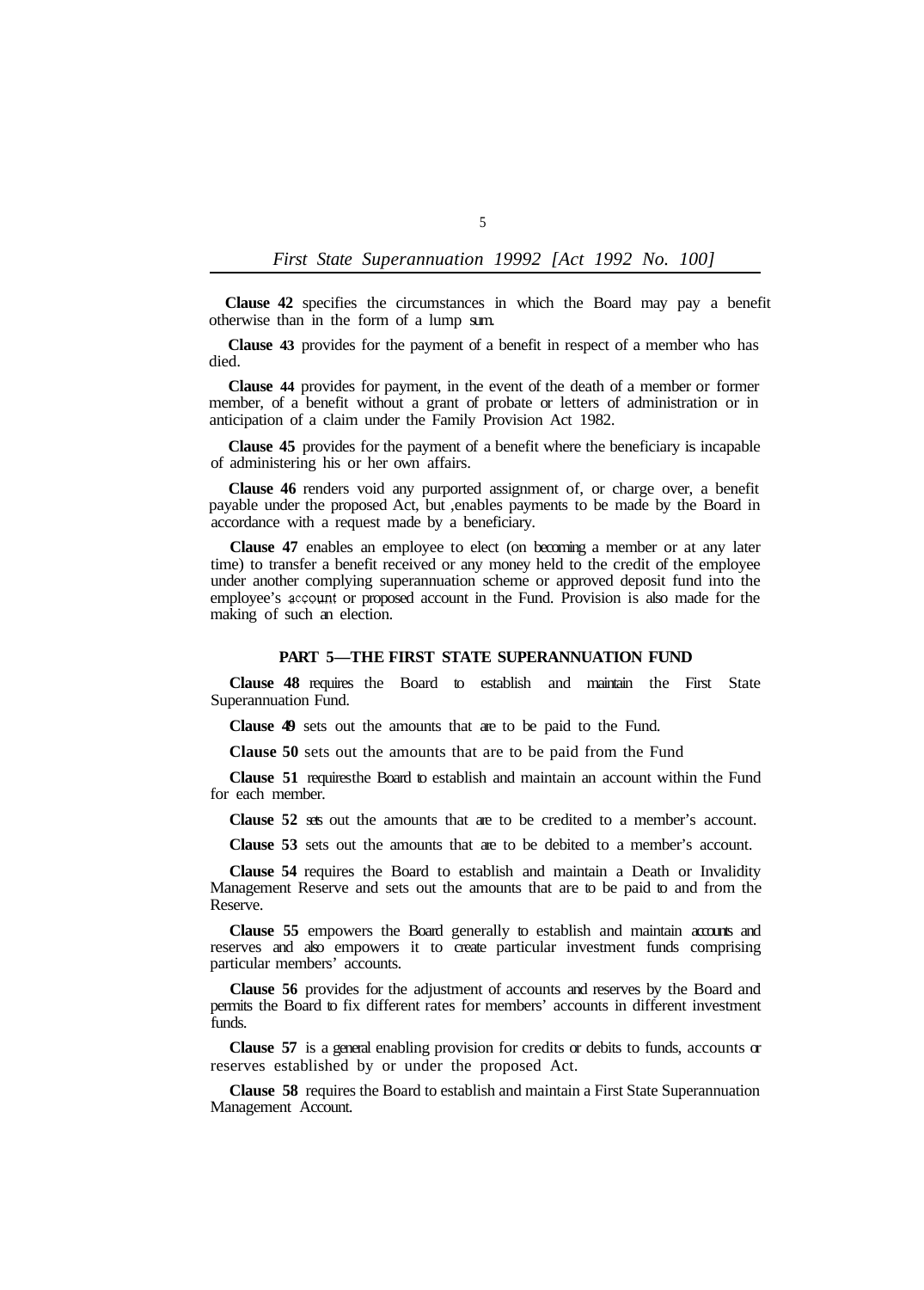**Clause 42** specifies the circumstances in which the Board may pay a benefit otherwise than in the form of a lump sum.

**Clause 43** provides for the payment of a benefit in respect of a member who has died.

**Clause 44** provides for payment, in the event of the death of a member or former member, of a benefit without a grant of probate or letters of administration or in anticipation of a claim under the Family Provision Act 1982.

**Clause 45** provides for the payment of a benefit where the beneficiary is incapable of administering his or her own affairs.

**Clause 46** renders void any purported assignment of, or charge over, a benefit payable under the proposed Act, but ,enables payments to be made by the Board in accordance with a request made by a beneficiary.

**Clause 47** enables an employee to elect (on becoming a member or at any later time) to transfer a benefit received or any money held to the credit of the employee under another complying superannuation scheme or approved deposit fund into the employee's account or proposed account in the Fund. Provision is also made for the making of such an election.

## PART 5—THE FIRST STATE SUPERANNUATION FUND

**Clause 48** requires the Board to establish and maintain the First State Superannuation Fund.

**Clause 49** sets out the amounts that are to be paid to the Fund.

**Clause 50** sets out the amounts that are to be paid from the Fund

**Clause 51** requires the Board to establish and maintain an account within the Fund for each member.

**Clause 52** sets out the amounts that are to be credited to a member's account.

**Clause 53** sets out the amounts that are to be debited to a member's account.

**Clause 54** requires the Board to establish and maintain a Death or Invalidity Management Reserve and sets out the amounts that are to be paid to and from the Reserve.

**Clause 55** empowers the Board generally to establish and maintain accounts and reserves and also empowers it to create particular investment funds comprising particular members' accounts.

**Clause 56** provides for the adjustment of accounts and reserves by the Board and permits the Board to fix different rates for members' accounts in different investment funds.

**Clause 57** is a general enabling provision for credits or debits to funds, accounts or reserves established by or under the proposed Act.

**Clause 58** requires the Board to establish and maintain a First State Superannuation Management Account.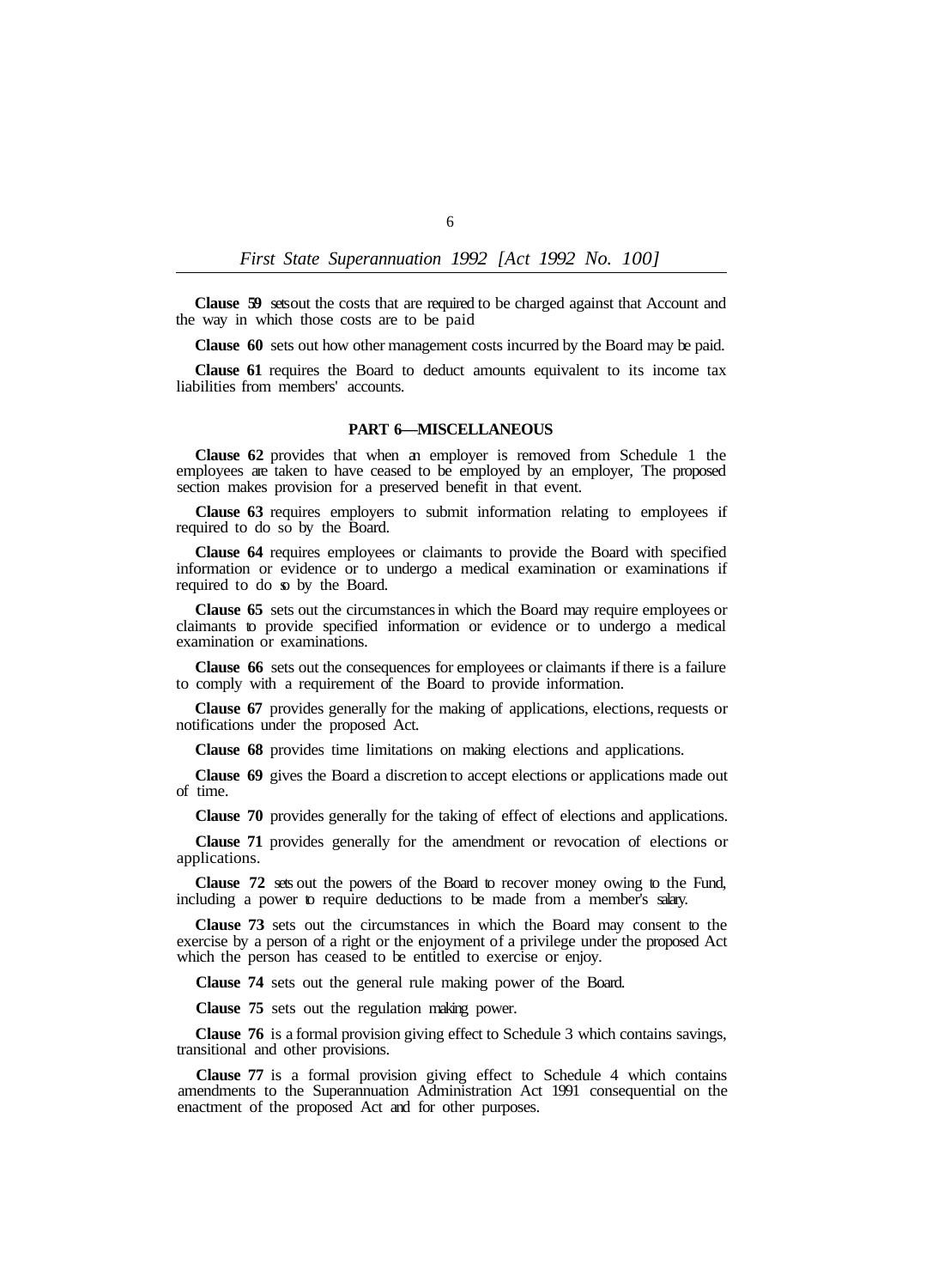**Clause 59** sets out the costs that are required to be charged against that Account and the way in which those costs are to be paid

**Clause 60** sets out how other management costs incurred by the Board may be paid.

**Clause 61** requires the Board to deduct amounts equivalent to its income tax liabilities from members' accounts.

## PART 6—MISCELLANEOUS

**Clause 62** provides that when an employer is removed from Schedule 1 the employees are taken to have ceased to be employed by an employer, The proposed section makes provision for a preserved benefit in that event.

**Clause 63** requires employers to submit information relating to employees if required to do so by the Board.

**Clause 64** requires employees or claimants to provide the Board with specified information or evidence or to undergo a medical examination or examinations if required to do so by the Board.

**Clause 65** sets out the circumstances in which the Board may require employees or claimants to provide specified information or evidence or to undergo a medical examination or examinations.

**Clause 66** sets out the consequences for employees or claimants if there is a failure to comply with a requirement of the Board to provide information.

**Clause 67** provides generally for the making of applications, elections, requests or notifications under the proposed Act.

**Clause 68** provides time limitations on making elections and applications.

**Clause 69** gives the Board a discretion to accept elections or applications made out of time.

**Clause 70** provides generally for the taking of effect of elections and applications.

**Clause 71** provides generally for the amendment or revocation of elections or applications.

**Clause 72** sets out the powers of the Board to recover money owing to the Fund, including a power to require deductions to be made from a member's salary.

**Clause 73** sets out the circumstances in which the Board may consent to the exercise by a person of a right or the enjoyment of a privilege under the proposed Act which the person has ceased to be entitled to exercise or enjoy.

**Clause 74** sets out the general rule making power of the Board.

**Clause 75** sets out the regulation making power.

**Clause 76** is a formal provision giving effect to Schedule 3 which contains savings, transitional and other provisions.

**Clause 77** is a formal provision giving effect to Schedule 4 which contains amendments to the Superannuation Administration Act 1991 consequential on the enactment of the proposed Act and for other purposes.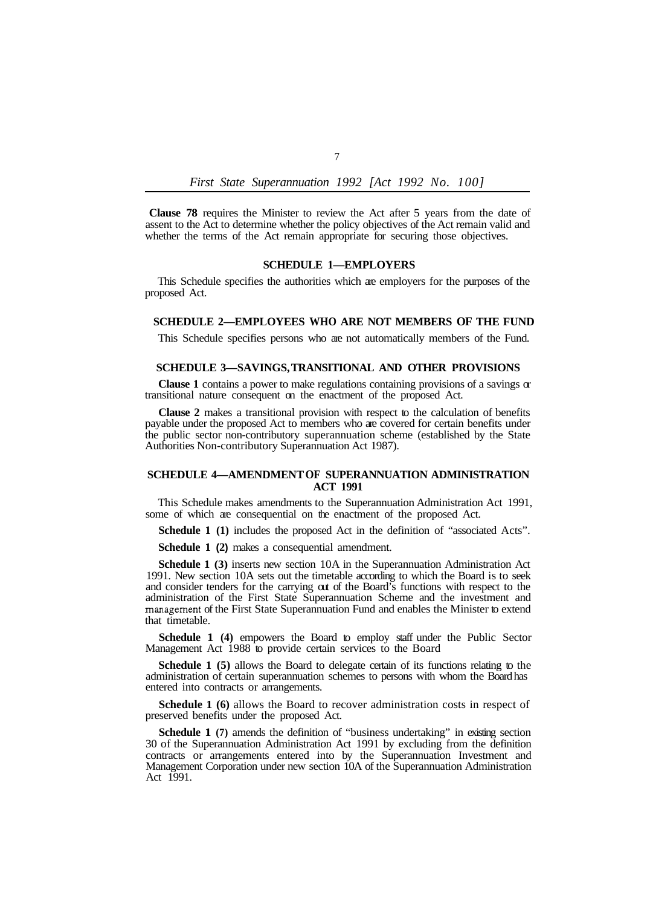**Clause 78** requires the Minister to review the Act after 5 years from the date of assent to the Act to determine whether the policy objectives of the Act remain valid and whether the terms of the Act remain appropriate for securing those objectives.

## SCHEDULE 1—EMPLOYERS

This Schedule specifies the authorities which are employers for the purposes of the proposed Act.

## SCHEDULE 2—EMPLOYEES WHO ARE NOT MEMBERS OF THE FUND

This Schedule specifies persons who are not automatically members of the Fund.

## SCHEDULE 3—SAVINGS, TRANSITIONAL AND OTHER PROVISIONS

**Clause 1** contains a power to make regulations containing provisions of a savings or transitional nature consequent on the enactment of the proposed Act.

**Clause 2** makes a transitional provision with respect to the calculation of benefits payable under the proposed Act to members who are covered for certain benefits under the public sector non-contributory superannuation scheme (established by the State Authorities Non-contributory Superannuation Act 1987).

## SCHEDULE 4—AMENDMENT OF SUPERANNUATION ADMINISTRATION ACT 1991

This Schedule makes amendments to the Superannuation Administration Act 1991, some of which are consequential on the enactment of the proposed Act.

**Schedule 1 (1)** includes the proposed Act in the definition of "associated Acts".

**Schedule 1 (2)** makes a consequential amendment.

**Schedule 1 (3)** inserts new section 10A in the Superannuation Administration Act 1991. New section 10A sets out the timetable according to which the Board is to seek and consider tenders for the carrying out of the Board's functions with respect to the administration of the First State Superannuation Scheme and the investment and management of the First State Superannuation Fund and enables the Minister to extend that timetable.

**Schedule 1 (4)** empowers the Board to employ staff under the Public Sector Management Act 1988 to provide certain services to the Board

**Schedule 1 (5)** allows the Board to delegate certain of its functions relating to the administration of certain superannuation schemes to persons with whom the Board has entered into contracts or arrangements.

**Schedule 1 (6)** allows the Board to recover administration costs in respect of preserved benefits under the proposed Act.

**Schedule 1 (7)** amends the definition of "business undertaking" in existing section 30 of the Superannuation Administration Act 1991 by excluding from the definition contracts or arrangements entered into by the Superannuation Investment and Management Corporation under new section 10A of the Superannuation Administration Act 1991.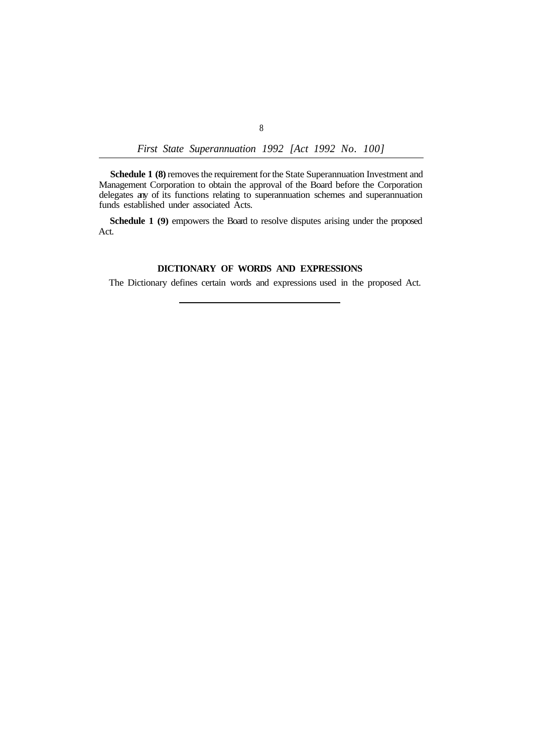**Schedule 1 (8)** removes the requirement for the State Superannuation Investment and Management Corporation to obtain the approval of the Board before the Corporation delegates any of its functions relating to superannuation schemes and superannuation funds established under associated Acts.

**Schedule 1 (9)** empowers the Board to resolve disputes arising under the proposed Act.

## DICTIONARY OF WORDS AND EXPRESSIONS

The Dictionary defines certain words and expressions used in the proposed Act.